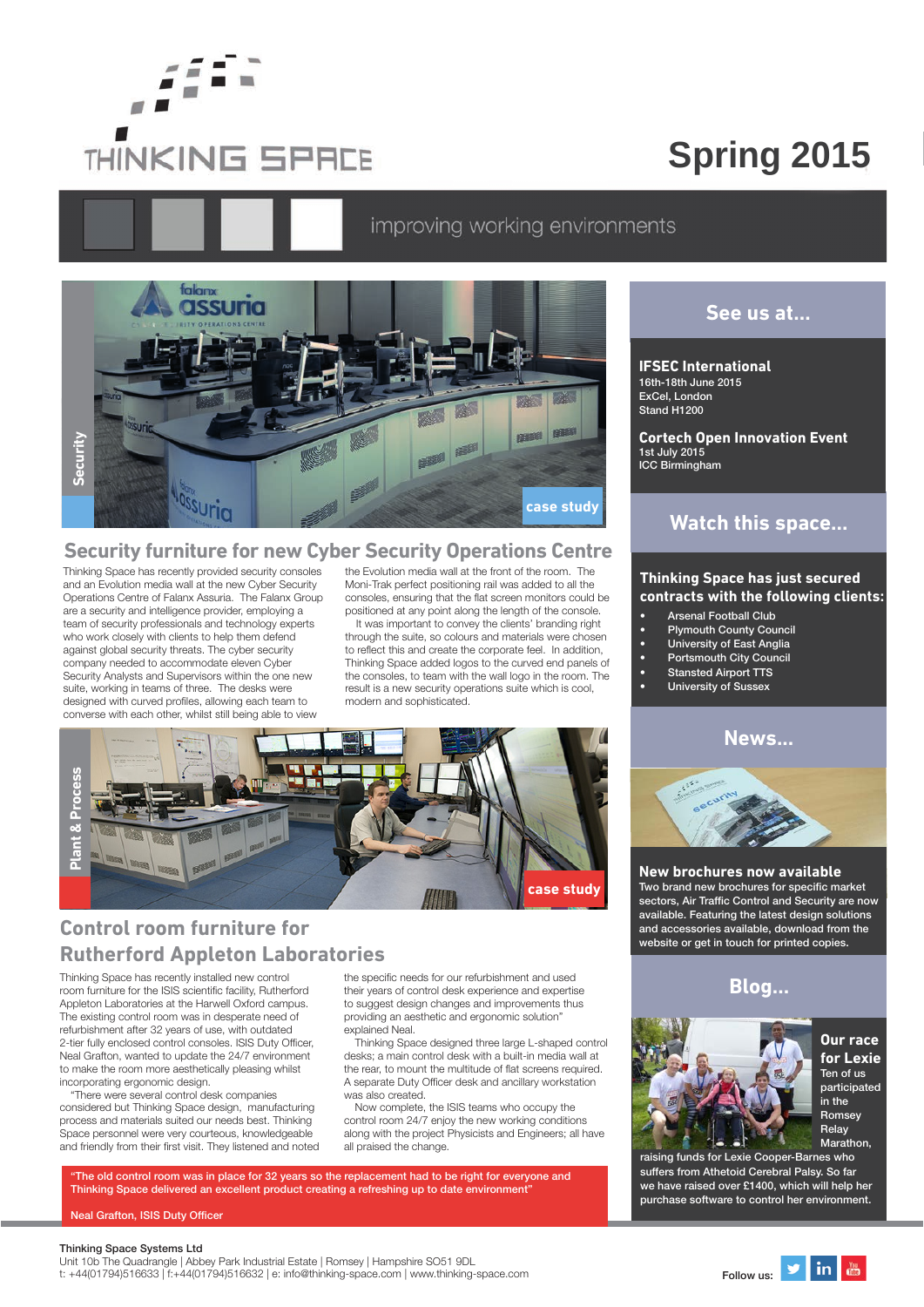# THINKING SPACE

# Spring 2015

improving working environments

Security

case study

## Security furniture for new Cyber Security Operations Centre

Thinking Space has recently provided security consoles and an Evolution media wall at the new Cyber Security Operations Centre of Falanx Assuria. The Falanx Group are a security and intelligence provider, employing a team of security professionals and technology experts who work closely with clients to help them defend against global security threats. The cyber security company needed to accommodate eleven Cyber Security Analysts and Supervisors within the one new suite, working in teams of three. The desks were designed with curved profiles, allowing each team to converse with each other, whilst still being able to view the Evolution media wall at the front of the room. The Moni-Trak perfect positioning rail was added to all the consoles, ensuring that the flat screen monitors could be positioned at any point along the length of the console.

It was important to convey the clients' branding right through the suite, so colours and materials were chosen to reflect this and create the corporate feel. In addition, Thinking Space added logos to the curved end panels of the consoles, to team with the wall logo in the room. The result is a new security operations suite which is cool, modern and sophisticated.

Plant & Process

case study

## Control room furniture for Rutherford Appleton Laboratories

Thinking Space has recently installed new control room furniture for the ISIS scientific facility, Rutherford Appleton Laboratories at the Harwell Oxford campus. The existing control room was in desperate need of refurbishment after 32 years of use, with outdated 2-tier fully enclosed control consoles. ISIS Duty Officer, Neal Grafton, wanted to update the 24/7 environment to make the room more aesthetically pleasing whilst incorporating ergonomic design.

"There were several control desk companies considered but Thinking Space design, manufacturing process and materials suited our needs best. Thinking Space personnel were very courteous, knowledgeable and friendly from their first visit. They listened and noted the specific needs for our refurbishment and used their years of control desk experience and expertise to suggest design changes and improvements thus providing an aesthetic and ergonomic solution" explained Neal.

Thinking Space designed three large L-shaped control desks; a main control desk with a built-in media wall at the rear, to mount the multitude of flat screens required. A separate Duty Officer desk and ancillary workstation was also created.

Now complete, the ISIS teams who occupy the control room 24/7 enjoy the new working conditions along with the project Physicists and Engineers; all have all praised the change.

"The old control room was in place for 32 years so the replacement had to be right for everyone and Thinking Space delivered an excellent product creating a refreshing up to date environment"

Neal Grafton, ISIS Duty Officer

## See us at...

**IFSEC International**
16th-18th June 2015
ExCel, London
Stand H1200

**Cortech Open Innovation Event**
1st July 2015
ICC Birmingham

## Watch this space...

**Thinking Space has just secured contracts with the following clients:**

- Arsenal Football Club
- Plymouth County Council
- University of East Anglia
- Portsmouth City Council
- Stansted Airport TTS
- University of Sussex

## News...

**New brochures now available**
Two brand new brochures for specific market sectors, Air Traffic Control and Security are now available. Featuring the latest design solutions and accessories available, download from the website or get in touch for printed copies.

## Blog...

**Our race for Lexie**
Ten of us participated in the Romsey Relay Marathon, raising funds for Lexie Cooper-Barnes who suffers from Athetoid Cerebral Palsy. So far we have raised over £1400, which will help her purchase software to control her environment.

Thinking Space Systems Ltd
Unit 10b The Quadrangle | Abbey Park Industrial Estate | Romsey | Hampshire SO51 9DL
t: +44(01794)516633 | f:+44(01794)516632 | e: info@thinking-space.com | www.thinking-space.com

Follow us: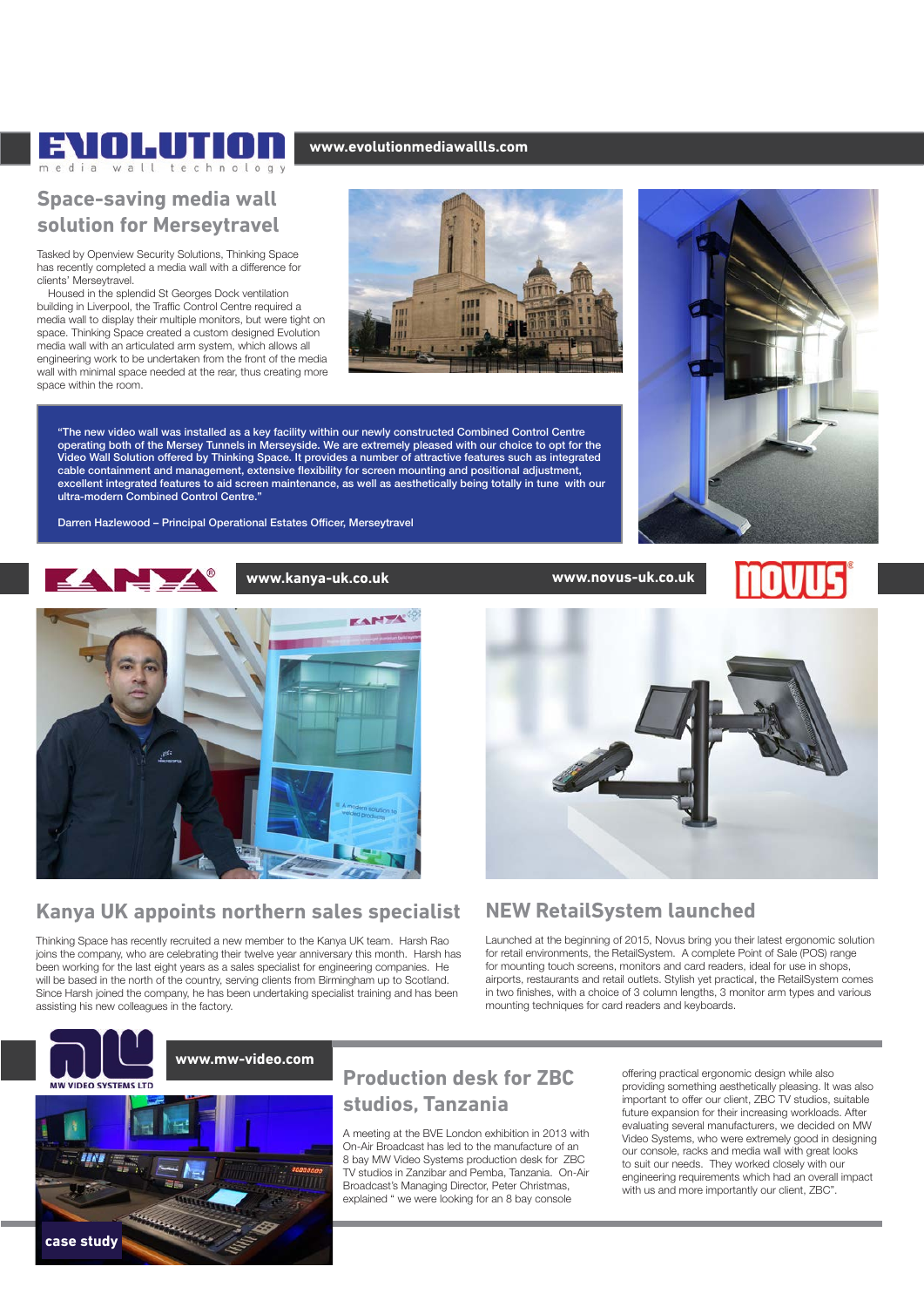EVOLUTION media wall technology

www.evolutionmediawallls.com

## Space-saving media wall solution for Merseytravel

Tasked by Openview Security Solutions, Thinking Space has recently completed a media wall with a difference for clients' Merseytravel.

Housed in the splendid St Georges Dock ventilation building in Liverpool, the Traffic Control Centre required a media wall to display their multiple monitors, but were tight on space. Thinking Space created a custom designed Evolution media wall with an articulated arm system, which allows all engineering work to be undertaken from the front of the media wall with minimal space needed at the rear, thus creating more space within the room.

**"The new video wall was installed as a key facility within our newly constructed Combined Control Centre operating both of the Mersey Tunnels in Merseyside. We are extremely pleased with our choice to opt for the Video Wall Solution offered by Thinking Space. It provides a number of attractive features such as integrated cable containment and management, extensive flexibility for screen mounting and positional adjustment, excellent integrated features to aid screen maintenance, as well as aesthetically being totally in tune with our ultra-modern Combined Control Centre."**

**Darren Hazlewood – Principal Operational Estates Officer, Merseytravel**

KANYA®

www.kanya-uk.co.uk

## Kanya UK appoints northern sales specialist

Thinking Space has recently recruited a new member to the Kanya UK team. Harsh Rao joins the company, who are celebrating their twelve year anniversary this month. Harsh has been working for the last eight years as a sales specialist for engineering companies. He will be based in the north of the country, serving clients from Birmingham up to Scotland. Since Harsh joined the company, he has been undertaking specialist training and has been assisting his new colleagues in the factory.

www.novus-uk.co.uk

novus®

## NEW RetailSystem launched

Launched at the beginning of 2015, Novus bring you their latest ergonomic solution for retail environments, the RetailSystem. A complete Point of Sale (POS) range for mounting touch screens, monitors and card readers, ideal for use in shops, airports, restaurants and retail outlets. Stylish yet practical, the RetailSystem comes in two finishes, with a choice of 3 column lengths, 3 monitor arm types and various mounting techniques for card readers and keyboards.

MW VIDEO SYSTEMS LTD

www.mw-video.com

case study

## Production desk for ZBC studios, Tanzania

A meeting at the BVE London exhibition in 2013 with On-Air Broadcast has led to the manufacture of an 8 bay MW Video Systems production desk for ZBC TV studios in Zanzibar and Pemba, Tanzania. On-Air Broadcast's Managing Director, Peter Christmas, explained " we were looking for an 8 bay console offering practical ergonomic design while also providing something aesthetically pleasing. It was also important to offer our client, ZBC TV studios, suitable future expansion for their increasing workloads. After evaluating several manufacturers, we decided on MW Video Systems, who were extremely good in designing our console, racks and media wall with great looks to suit our needs. They worked closely with our engineering requirements which had an overall impact with us and more importantly our client, ZBC".